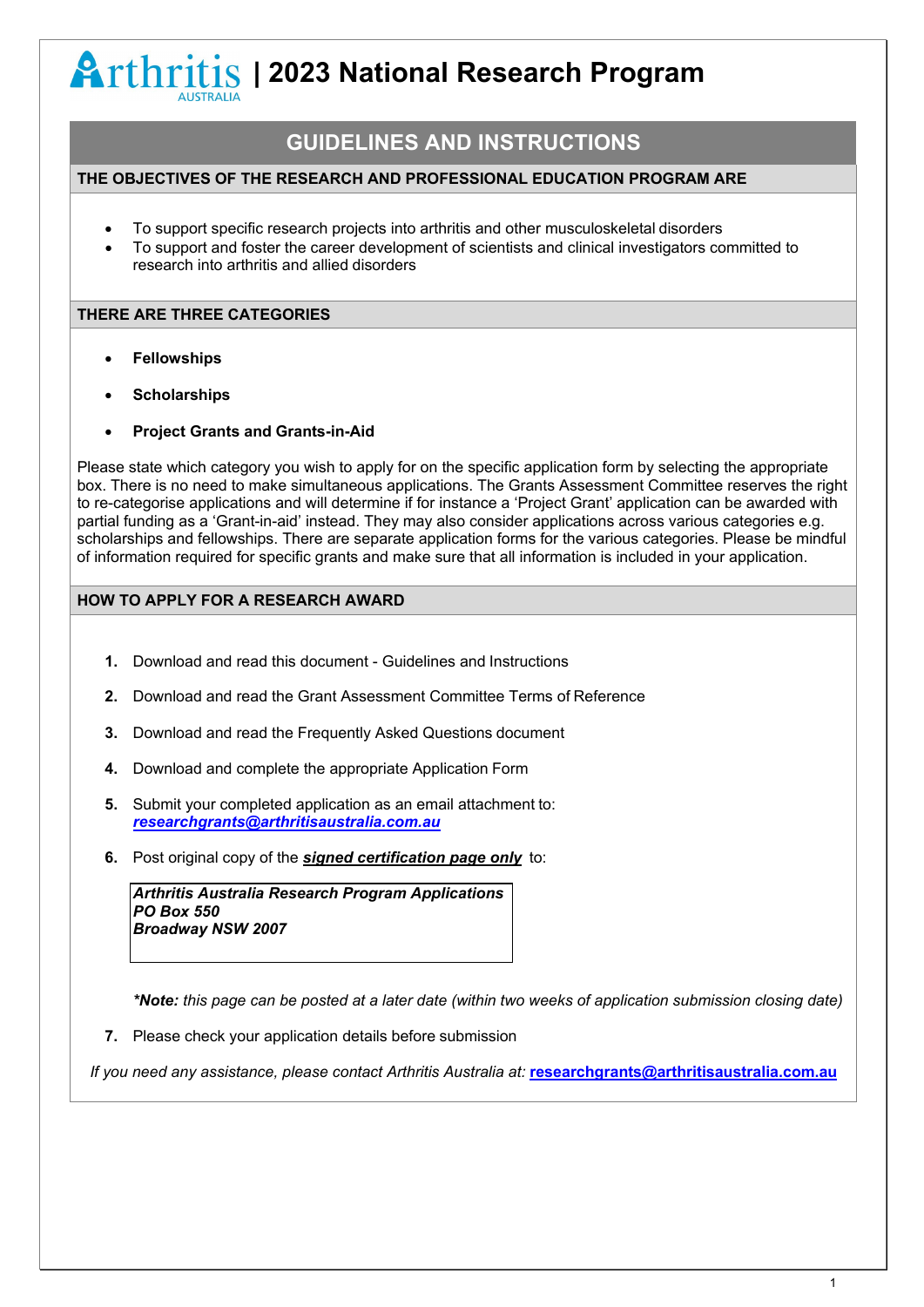# Arthritis AUSTRALIA | 2023 National Research Program

## GUIDELINES AND INSTRUCTIONS

### THE OBJECTIVES OF THE RESEARCH AND PROFESSIONAL EDUCATION PROGRAM ARE

- To support specific research projects into arthritis and other musculoskeletal disorders
- To support and foster the career development of scientists and clinical investigators committed to research into arthritis and allied disorders

### THERE ARE THREE CATEGORIES

- **Fellowships**
- **Scholarships**
- **Project Grants and Grants-in-Aid**

Please state which category you wish to apply for on the specific application form by selecting the appropriate box. There is no need to make simultaneous applications. The Grants Assessment Committee reserves the right to re-categorise applications and will determine if for instance a 'Project Grant' application can be awarded with partial funding as a 'Grant-in-aid' instead. They may also consider applications across various categories e.g. scholarships and fellowships. There are separate application forms for the various categories. Please be mindful of information required for specific grants and make sure that all information is included in your application.

### HOW TO APPLY FOR A RESEARCH AWARD

1. Download and read this document - Guidelines and Instructions
2. Download and read the Grant Assessment Committee Terms of Reference
3. Download and read the Frequently Asked Questions document
4. Download and complete the appropriate Application Form
5. Submit your completed application as an email attachment to: ***researchgrants@arthritisaustralia.com.au***
6. Post original copy of the ***signed certification page only*** to:

   ***Arthritis Australia Research Program Applications***
   ***PO Box 550***
   ***Broadway NSW 2007***

   ***\*Note:** this page can be posted at a later date (within two weeks of application submission closing date)*

7. Please check your application details before submission

*If you need any assistance, please contact Arthritis Australia at:* **researchgrants@arthritisaustralia.com.au**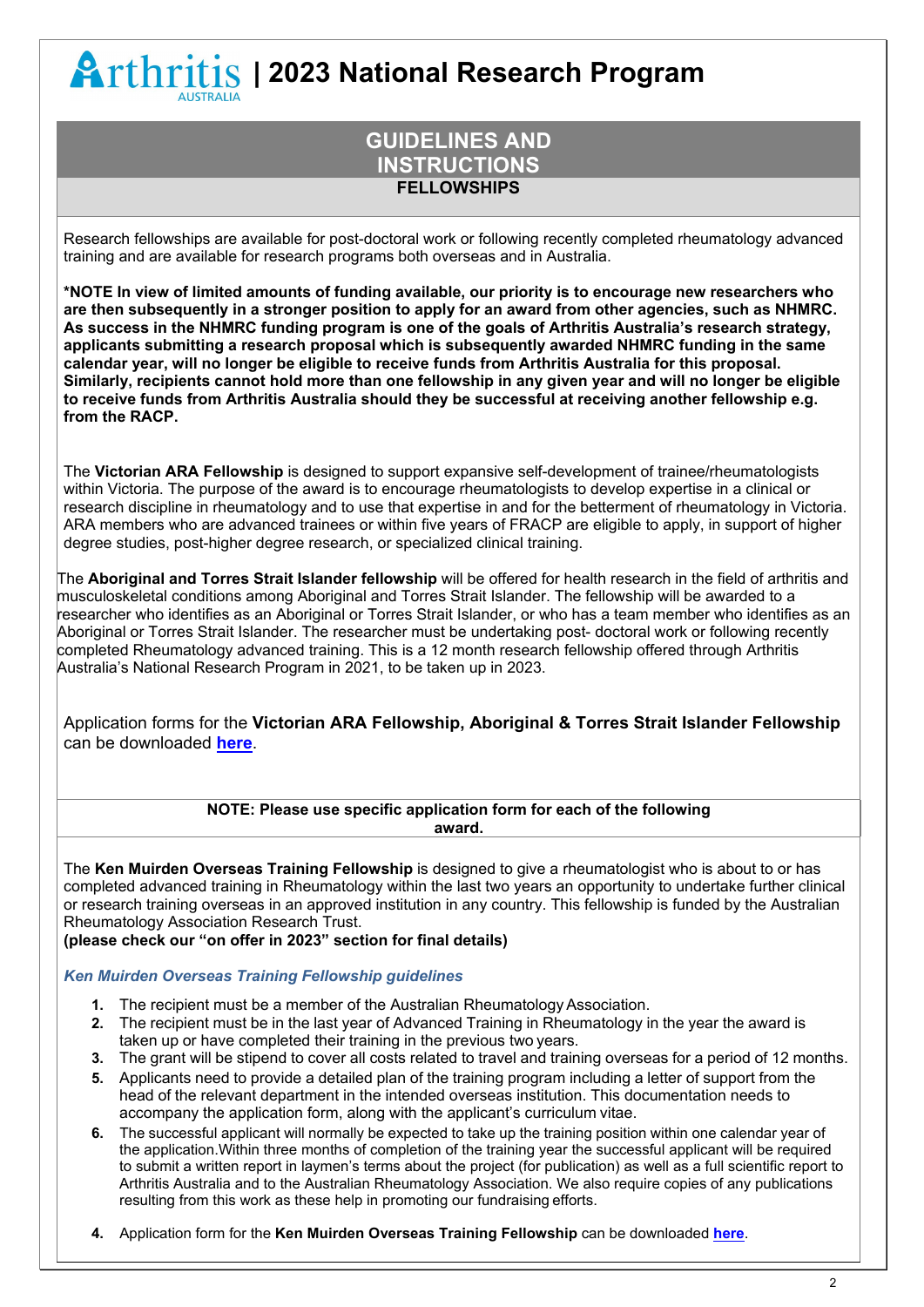# Arthritis Australia | 2023 National Research Program

## GUIDELINES AND INSTRUCTIONS

### FELLOWSHIPS

Research fellowships are available for post-doctoral work or following recently completed rheumatology advanced training and are available for research programs both overseas and in Australia.

**\*NOTE In view of limited amounts of funding available, our priority is to encourage new researchers who are then subsequently in a stronger position to apply for an award from other agencies, such as NHMRC. As success in the NHMRC funding program is one of the goals of Arthritis Australia's research strategy, applicants submitting a research proposal which is subsequently awarded NHMRC funding in the same calendar year, will no longer be eligible to receive funds from Arthritis Australia for this proposal. Similarly, recipients cannot hold more than one fellowship in any given year and will no longer be eligible to receive funds from Arthritis Australia should they be successful at receiving another fellowship e.g. from the RACP.**

The **Victorian ARA Fellowship** is designed to support expansive self-development of trainee/rheumatologists within Victoria. The purpose of the award is to encourage rheumatologists to develop expertise in a clinical or research discipline in rheumatology and to use that expertise in and for the betterment of rheumatology in Victoria. ARA members who are advanced trainees or within five years of FRACP are eligible to apply, in support of higher degree studies, post-higher degree research, or specialized clinical training.

The **Aboriginal and Torres Strait Islander fellowship** will be offered for health research in the field of arthritis and musculoskeletal conditions among Aboriginal and Torres Strait Islander. The fellowship will be awarded to a researcher who identifies as an Aboriginal or Torres Strait Islander, or who has a team member who identifies as an Aboriginal or Torres Strait Islander. The researcher must be undertaking post- doctoral work or following recently completed Rheumatology advanced training. This is a 12 month research fellowship offered through Arthritis Australia's National Research Program in 2021, to be taken up in 2023.

Application forms for the **Victorian ARA Fellowship, Aboriginal & Torres Strait Islander Fellowship** can be downloaded **here**.

**NOTE: Please use specific application form for each of the following award.**

The **Ken Muirden Overseas Training Fellowship** is designed to give a rheumatologist who is about to or has completed advanced training in Rheumatology within the last two years an opportunity to undertake further clinical or research training overseas in an approved institution in any country. This fellowship is funded by the Australian Rheumatology Association Research Trust.
**(please check our "on offer in 2023" section for final details)**

*Ken Muirden Overseas Training Fellowship guidelines*

1. The recipient must be a member of the Australian Rheumatology Association.
2. The recipient must be in the last year of Advanced Training in Rheumatology in the year the award is taken up or have completed their training in the previous two years.
3. The grant will be stipend to cover all costs related to travel and training overseas for a period of 12 months.
5. Applicants need to provide a detailed plan of the training program including a letter of support from the head of the relevant department in the intended overseas institution. This documentation needs to accompany the application form, along with the applicant's curriculum vitae.
6. The successful applicant will normally be expected to take up the training position within one calendar year of the application.Within three months of completion of the training year the successful applicant will be required to submit a written report in laymen's terms about the project (for publication) as well as a full scientific report to Arthritis Australia and to the Australian Rheumatology Association. We also require copies of any publications resulting from this work as these help in promoting our fundraising efforts.
4. Application form for the **Ken Muirden Overseas Training Fellowship** can be downloaded **here**.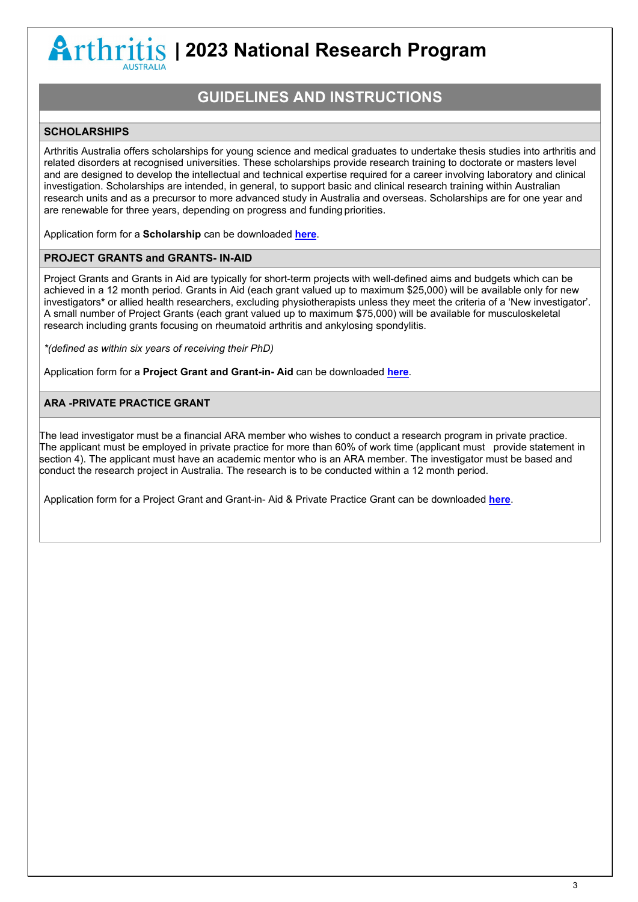# Arthritis Australia | 2023 National Research Program

## GUIDELINES AND INSTRUCTIONS

### SCHOLARSHIPS

Arthritis Australia offers scholarships for young science and medical graduates to undertake thesis studies into arthritis and related disorders at recognised universities. These scholarships provide research training to doctorate or masters level and are designed to develop the intellectual and technical expertise required for a career involving laboratory and clinical investigation. Scholarships are intended, in general, to support basic and clinical research training within Australian research units and as a precursor to more advanced study in Australia and overseas. Scholarships are for one year and are renewable for three years, depending on progress and funding priorities.

Application form for a **Scholarship** can be downloaded **here**.

### PROJECT GRANTS and GRANTS- IN-AID

Project Grants and Grants in Aid are typically for short-term projects with well-defined aims and budgets which can be achieved in a 12 month period. Grants in Aid (each grant valued up to maximum $25,000) will be available only for new investigators**\*** or allied health researchers, excluding physiotherapists unless they meet the criteria of a 'New investigator'. A small number of Project Grants (each grant valued up to maximum $75,000) will be available for musculoskeletal research including grants focusing on rheumatoid arthritis and ankylosing spondylitis.

*\*(defined as within six years of receiving their PhD)*

Application form for a **Project Grant and Grant-in- Aid** can be downloaded **here**.

### ARA -PRIVATE PRACTICE GRANT

The lead investigator must be a financial ARA member who wishes to conduct a research program in private practice. The applicant must be employed in private practice for more than 60% of work time (applicant must provide statement in section 4). The applicant must have an academic mentor who is an ARA member. The investigator must be based and conduct the research project in Australia. The research is to be conducted within a 12 month period.

Application form for a Project Grant and Grant-in- Aid & Private Practice Grant can be downloaded **here**.